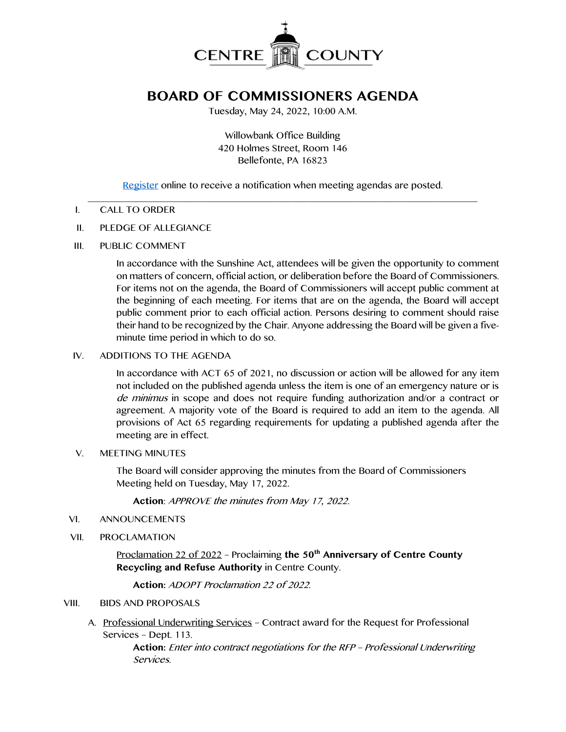CENTRE COUNTY

# BOARD OF COMMISSIONERS AGENDA

Tuesday, May 24, 2022, 10:00 A.M.

Willowbank Office Building
420 Holmes Street, Room 146
Bellefonte, PA 16823

Register online to receive a notification when meeting agendas are posted.

---

I. CALL TO ORDER

II. PLEDGE OF ALLEGIANCE

III. PUBLIC COMMENT

In accordance with the Sunshine Act, attendees will be given the opportunity to comment on matters of concern, official action, or deliberation before the Board of Commissioners. For items not on the agenda, the Board of Commissioners will accept public comment at the beginning of each meeting. For items that are on the agenda, the Board will accept public comment prior to each official action. Persons desiring to comment should raise their hand to be recognized by the Chair. Anyone addressing the Board will be given a five-minute time period in which to do so.

IV. ADDITIONS TO THE AGENDA

In accordance with ACT 65 of 2021, no discussion or action will be allowed for any item not included on the published agenda unless the item is one of an emergency nature or is *de minimus* in scope and does not require funding authorization and/or a contract or agreement. A majority vote of the Board is required to add an item to the agenda. All provisions of Act 65 regarding requirements for updating a published agenda after the meeting are in effect.

V. MEETING MINUTES

The Board will consider approving the minutes from the Board of Commissioners Meeting held on Tuesday, May 17, 2022.

**Action**: *APPROVE the minutes from May 17, 2022.*

VI. ANNOUNCEMENTS

VII. PROCLAMATION

Proclamation 22 of 2022 – Proclaiming **the 50th Anniversary of Centre County Recycling and Refuse Authority** in Centre County.

**Action:** *ADOPT Proclamation 22 of 2022.*

VIII. BIDS AND PROPOSALS

A. Professional Underwriting Services – Contract award for the Request for Professional Services – Dept. 113.

**Action:** *Enter into contract negotiations for the RFP – Professional Underwriting Services.*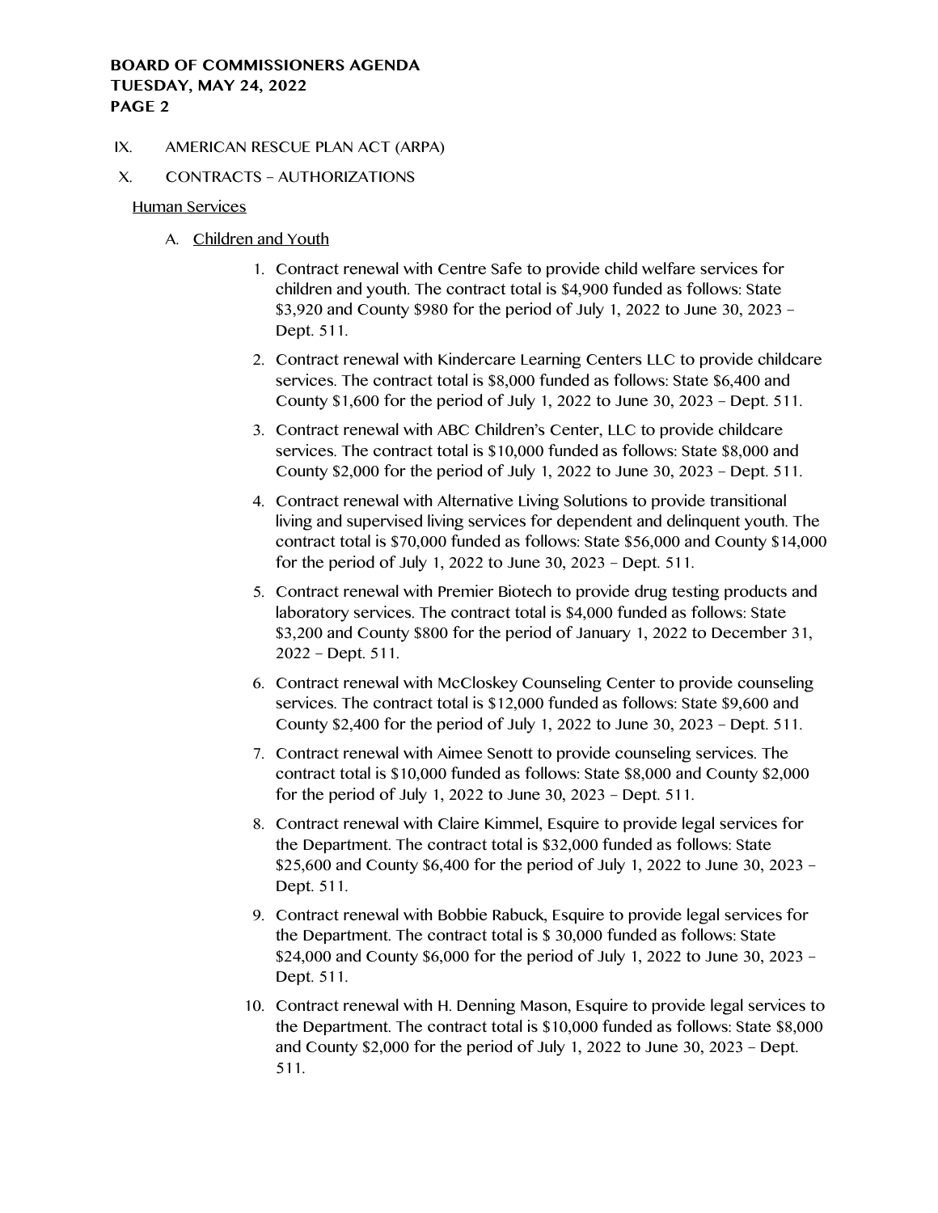IX. AMERICAN RESCUE PLAN ACT (ARPA)

X. CONTRACTS – AUTHORIZATIONS

Human Services

A. Children and Youth

1. Contract renewal with Centre Safe to provide child welfare services for children and youth. The contract total is $4,900 funded as follows: State $3,920 and County $980 for the period of July 1, 2022 to June 30, 2023 – Dept. 511.
2. Contract renewal with Kindercare Learning Centers LLC to provide childcare services. The contract total is $8,000 funded as follows: State $6,400 and County $1,600 for the period of July 1, 2022 to June 30, 2023 – Dept. 511.
3. Contract renewal with ABC Children's Center, LLC to provide childcare services. The contract total is $10,000 funded as follows: State $8,000 and County $2,000 for the period of July 1, 2022 to June 30, 2023 – Dept. 511.
4. Contract renewal with Alternative Living Solutions to provide transitional living and supervised living services for dependent and delinquent youth. The contract total is $70,000 funded as follows: State $56,000 and County $14,000 for the period of July 1, 2022 to June 30, 2023 – Dept. 511.
5. Contract renewal with Premier Biotech to provide drug testing products and laboratory services. The contract total is $4,000 funded as follows: State $3,200 and County $800 for the period of January 1, 2022 to December 31, 2022 – Dept. 511.
6. Contract renewal with McCloskey Counseling Center to provide counseling services. The contract total is $12,000 funded as follows: State $9,600 and County $2,400 for the period of July 1, 2022 to June 30, 2023 – Dept. 511.
7. Contract renewal with Aimee Senott to provide counseling services. The contract total is $10,000 funded as follows: State $8,000 and County $2,000 for the period of July 1, 2022 to June 30, 2023 – Dept. 511.
8. Contract renewal with Claire Kimmel, Esquire to provide legal services for the Department. The contract total is $32,000 funded as follows: State $25,600 and County $6,400 for the period of July 1, 2022 to June 30, 2023 – Dept. 511.
9. Contract renewal with Bobbie Rabuck, Esquire to provide legal services for the Department. The contract total is $ 30,000 funded as follows: State $24,000 and County $6,000 for the period of July 1, 2022 to June 30, 2023 – Dept. 511.
10. Contract renewal with H. Denning Mason, Esquire to provide legal services to the Department. The contract total is $10,000 funded as follows: State $8,000 and County $2,000 for the period of July 1, 2022 to June 30, 2023 – Dept. 511.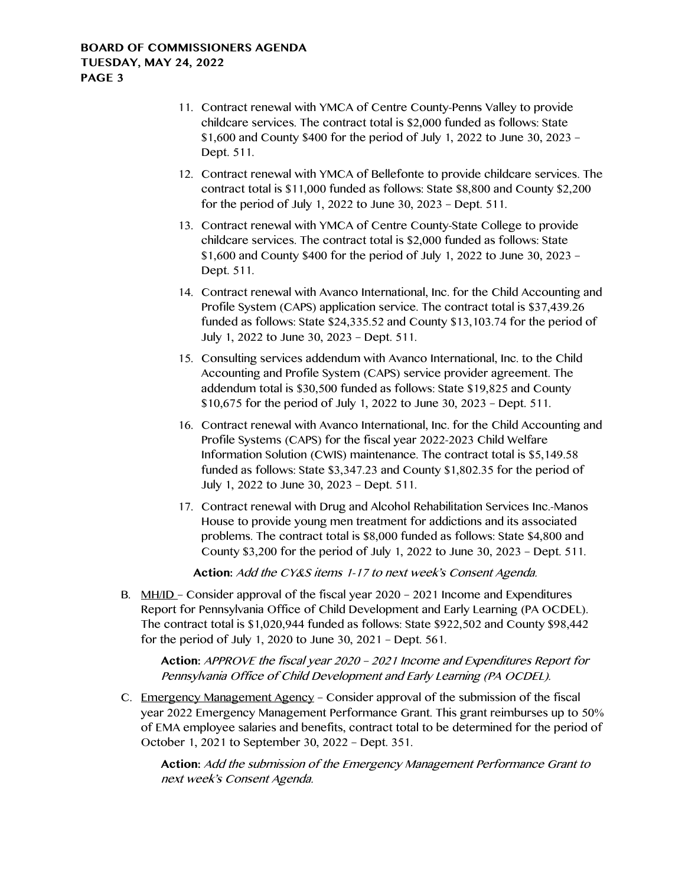11. Contract renewal with YMCA of Centre County-Penns Valley to provide childcare services. The contract total is $2,000 funded as follows: State $1,600 and County $400 for the period of July 1, 2022 to June 30, 2023 – Dept. 511.
12. Contract renewal with YMCA of Bellefonte to provide childcare services. The contract total is $11,000 funded as follows: State $8,800 and County $2,200 for the period of July 1, 2022 to June 30, 2023 – Dept. 511.
13. Contract renewal with YMCA of Centre County-State College to provide childcare services. The contract total is $2,000 funded as follows: State $1,600 and County $400 for the period of July 1, 2022 to June 30, 2023 – Dept. 511.
14. Contract renewal with Avanco International, Inc. for the Child Accounting and Profile System (CAPS) application service. The contract total is $37,439.26 funded as follows: State $24,335.52 and County $13,103.74 for the period of July 1, 2022 to June 30, 2023 – Dept. 511.
15. Consulting services addendum with Avanco International, Inc. to the Child Accounting and Profile System (CAPS) service provider agreement. The addendum total is $30,500 funded as follows: State $19,825 and County $10,675 for the period of July 1, 2022 to June 30, 2023 – Dept. 511.
16. Contract renewal with Avanco International, Inc. for the Child Accounting and Profile Systems (CAPS) for the fiscal year 2022-2023 Child Welfare Information Solution (CWIS) maintenance. The contract total is $5,149.58 funded as follows: State $3,347.23 and County $1,802.35 for the period of July 1, 2022 to June 30, 2023 – Dept. 511.
17. Contract renewal with Drug and Alcohol Rehabilitation Services Inc.-Manos House to provide young men treatment for addictions and its associated problems. The contract total is $8,000 funded as follows: State $4,800 and County $3,200 for the period of July 1, 2022 to June 30, 2023 – Dept. 511.

**Action:** *Add the CY&S items 1-17 to next week's Consent Agenda.*

B. MH/ID – Consider approval of the fiscal year 2020 – 2021 Income and Expenditures Report for Pennsylvania Office of Child Development and Early Learning (PA OCDEL). The contract total is $1,020,944 funded as follows: State $922,502 and County $98,442 for the period of July 1, 2020 to June 30, 2021 – Dept. 561.

**Action:** *APPROVE the fiscal year 2020 – 2021 Income and Expenditures Report for Pennsylvania Office of Child Development and Early Learning (PA OCDEL).*

C. Emergency Management Agency – Consider approval of the submission of the fiscal year 2022 Emergency Management Performance Grant. This grant reimburses up to 50% of EMA employee salaries and benefits, contract total to be determined for the period of October 1, 2021 to September 30, 2022 – Dept. 351.

**Action:** *Add the submission of the Emergency Management Performance Grant to next week's Consent Agenda.*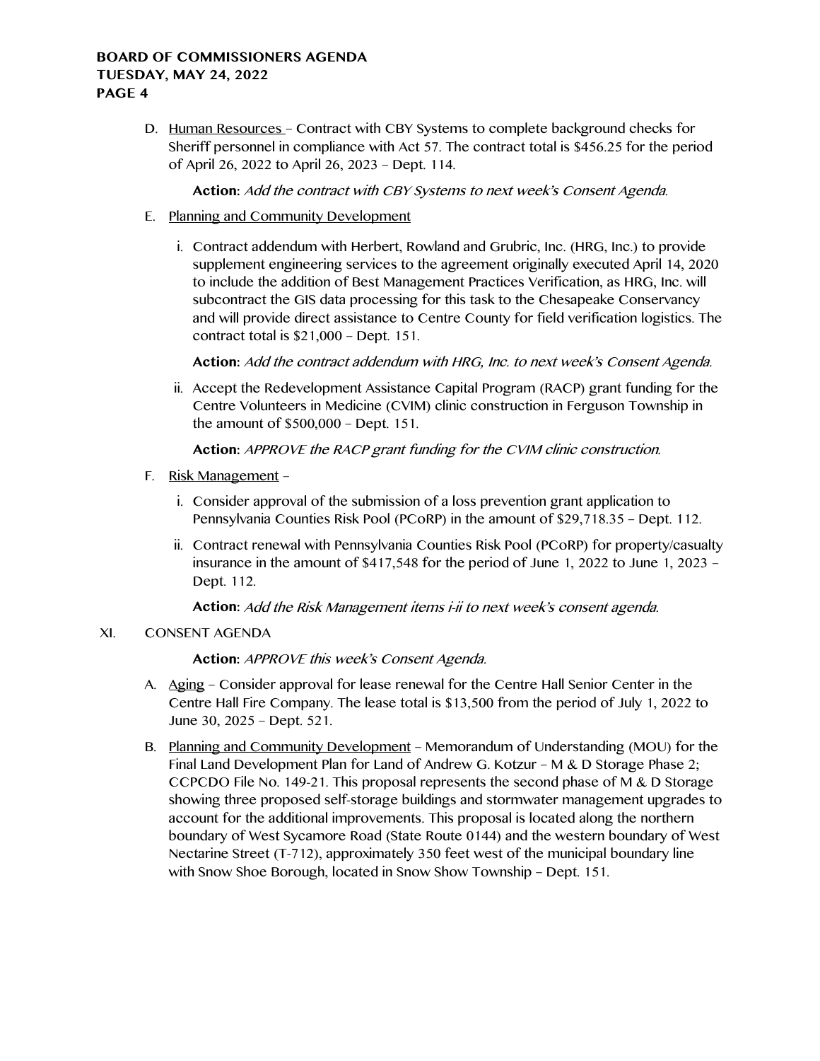D. Human Resources – Contract with CBY Systems to complete background checks for Sheriff personnel in compliance with Act 57. The contract total is $456.25 for the period of April 26, 2022 to April 26, 2023 – Dept. 114.

   **Action:** *Add the contract with CBY Systems to next week's Consent Agenda.*

E. Planning and Community Development

   i. Contract addendum with Herbert, Rowland and Grubric, Inc. (HRG, Inc.) to provide supplement engineering services to the agreement originally executed April 14, 2020 to include the addition of Best Management Practices Verification, as HRG, Inc. will subcontract the GIS data processing for this task to the Chesapeake Conservancy and will provide direct assistance to Centre County for field verification logistics. The contract total is $21,000 – Dept. 151.

      **Action:** *Add the contract addendum with HRG, Inc. to next week's Consent Agenda.*

   ii. Accept the Redevelopment Assistance Capital Program (RACP) grant funding for the Centre Volunteers in Medicine (CVIM) clinic construction in Ferguson Township in the amount of $500,000 – Dept. 151.

      **Action:** *APPROVE the RACP grant funding for the CVIM clinic construction.*

F. Risk Management –

   i. Consider approval of the submission of a loss prevention grant application to Pennsylvania Counties Risk Pool (PCoRP) in the amount of $29,718.35 – Dept. 112.

   ii. Contract renewal with Pennsylvania Counties Risk Pool (PCoRP) for property/casualty insurance in the amount of $417,548 for the period of June 1, 2022 to June 1, 2023 – Dept. 112.

      **Action:** *Add the Risk Management items i-ii to next week's consent agenda.*

XI. CONSENT AGENDA

   **Action:** *APPROVE this week's Consent Agenda.*

A. Aging – Consider approval for lease renewal for the Centre Hall Senior Center in the Centre Hall Fire Company. The lease total is $13,500 from the period of July 1, 2022 to June 30, 2025 – Dept. 521.

B. Planning and Community Development – Memorandum of Understanding (MOU) for the Final Land Development Plan for Land of Andrew G. Kotzur – M & D Storage Phase 2; CCPCDO File No. 149-21. This proposal represents the second phase of M & D Storage showing three proposed self-storage buildings and stormwater management upgrades to account for the additional improvements. This proposal is located along the northern boundary of West Sycamore Road (State Route 0144) and the western boundary of West Nectarine Street (T-712), approximately 350 feet west of the municipal boundary line with Snow Shoe Borough, located in Snow Show Township – Dept. 151.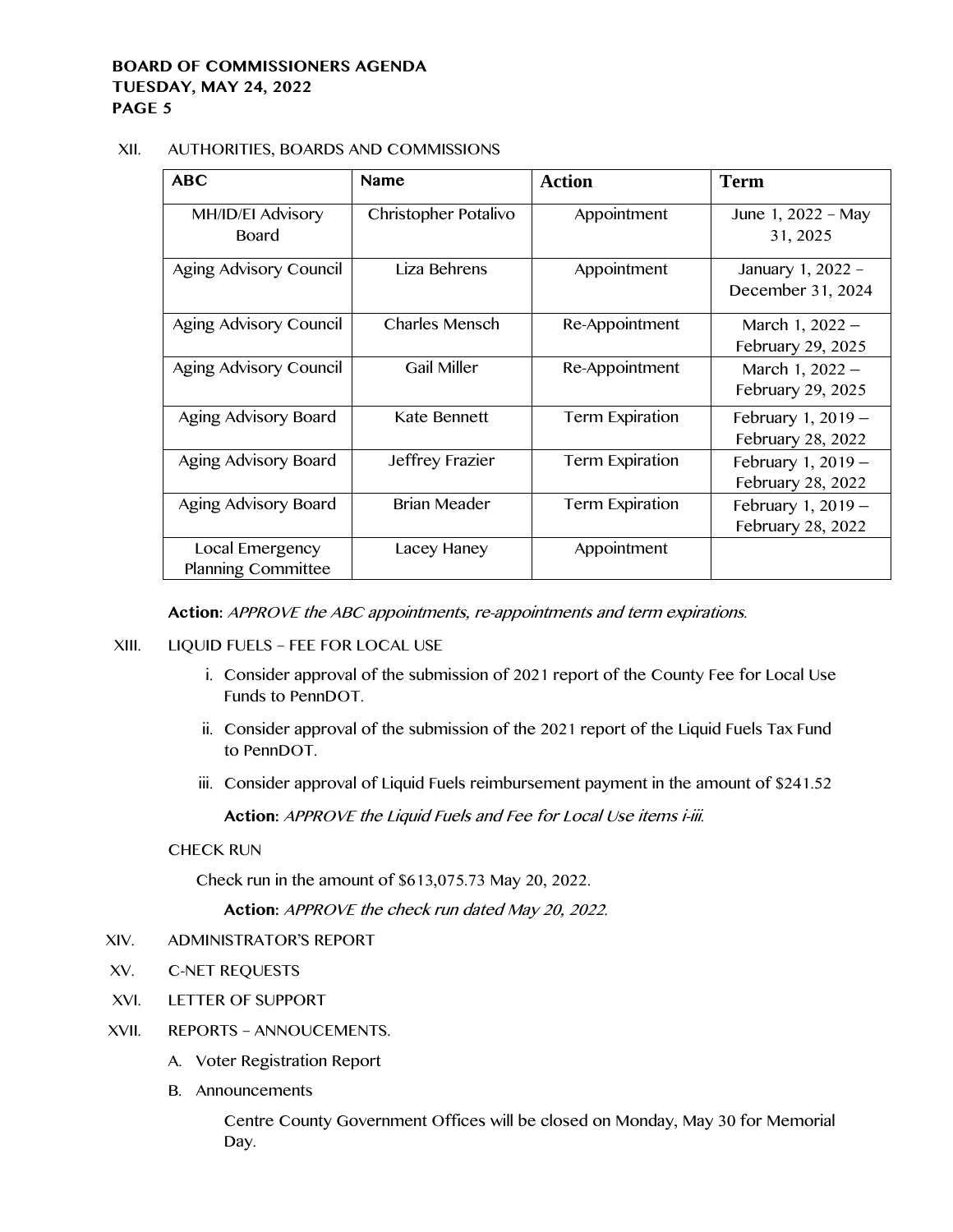XII. AUTHORITIES, BOARDS AND COMMISSIONS

| ABC | Name | Action | Term |
|---|---|---|---|
| MH/ID/EI Advisory Board | Christopher Potalivo | Appointment | June 1, 2022 – May 31, 2025 |
| Aging Advisory Council | Liza Behrens | Appointment | January 1, 2022 – December 31, 2024 |
| Aging Advisory Council | Charles Mensch | Re-Appointment | March 1, 2022 – February 29, 2025 |
| Aging Advisory Council | Gail Miller | Re-Appointment | March 1, 2022 – February 29, 2025 |
| Aging Advisory Board | Kate Bennett | Term Expiration | February 1, 2019 – February 28, 2022 |
| Aging Advisory Board | Jeffrey Frazier | Term Expiration | February 1, 2019 – February 28, 2022 |
| Aging Advisory Board | Brian Meader | Term Expiration | February 1, 2019 – February 28, 2022 |
| Local Emergency Planning Committee | Lacey Haney | Appointment | |

**Action:** *APPROVE the ABC appointments, re-appointments and term expirations.*

XIII. LIQUID FUELS – FEE FOR LOCAL USE

i. Consider approval of the submission of 2021 report of the County Fee for Local Use Funds to PennDOT.

ii. Consider approval of the submission of the 2021 report of the Liquid Fuels Tax Fund to PennDOT.

iii. Consider approval of Liquid Fuels reimbursement payment in the amount of $241.52

**Action:** *APPROVE the Liquid Fuels and Fee for Local Use items i-iii.*

CHECK RUN

Check run in the amount of $613,075.73 May 20, 2022.

**Action:** *APPROVE the check run dated May 20, 2022.*

XIV. ADMINISTRATOR'S REPORT

XV. C-NET REQUESTS

XVI. LETTER OF SUPPORT

XVII. REPORTS – ANNOUCEMENTS.

A. Voter Registration Report

B. Announcements

Centre County Government Offices will be closed on Monday, May 30 for Memorial Day.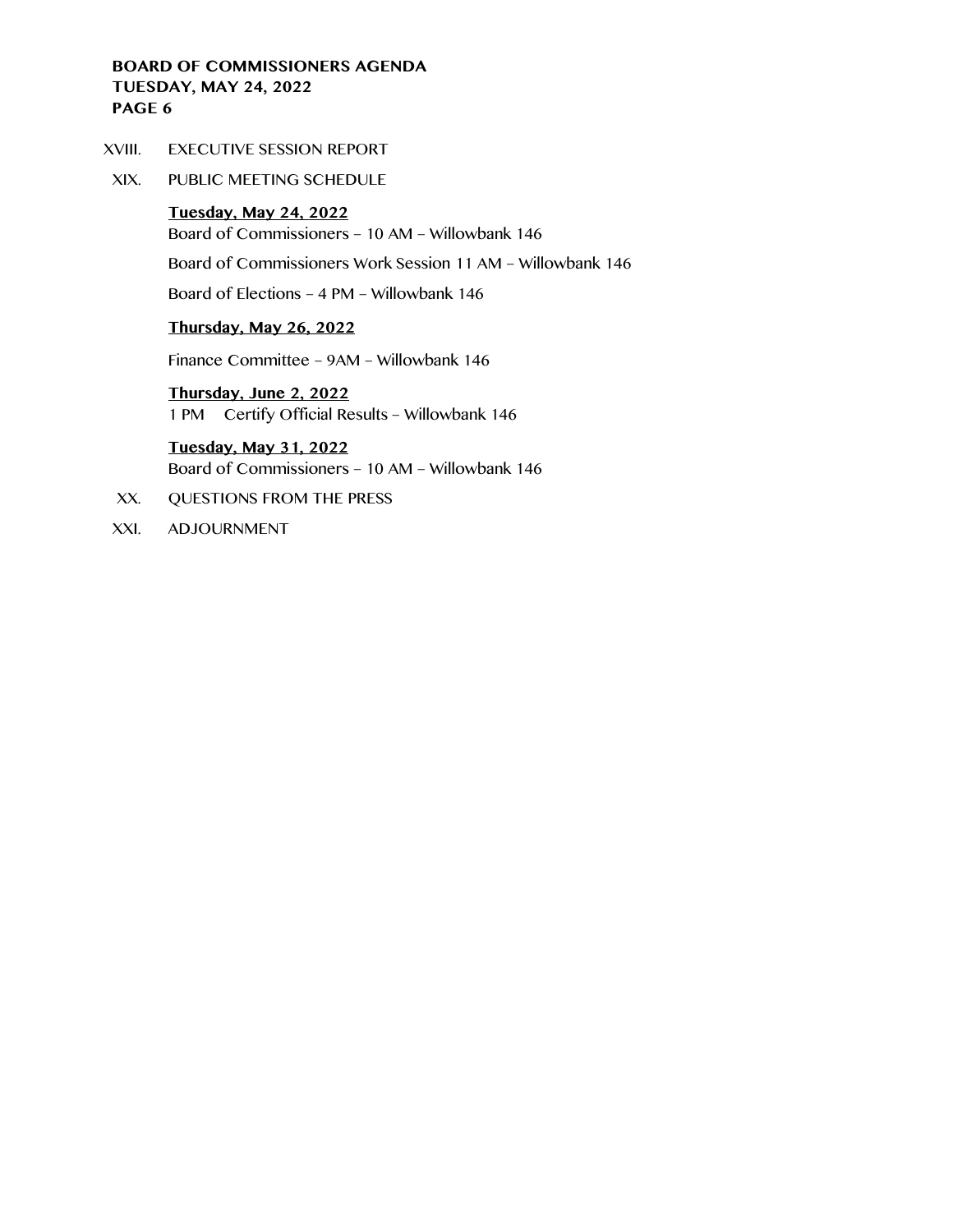XVIII. EXECUTIVE SESSION REPORT

XIX. PUBLIC MEETING SCHEDULE

**Tuesday, May 24, 2022**

Board of Commissioners – 10 AM – Willowbank 146

Board of Commissioners Work Session 11 AM – Willowbank 146

Board of Elections – 4 PM – Willowbank 146

**Thursday, May 26, 2022**

Finance Committee – 9AM – Willowbank 146

**Thursday, June 2, 2022**

1 PM Certify Official Results – Willowbank 146

**Tuesday, May 31, 2022**

Board of Commissioners – 10 AM – Willowbank 146

XX. QUESTIONS FROM THE PRESS

XXI. ADJOURNMENT